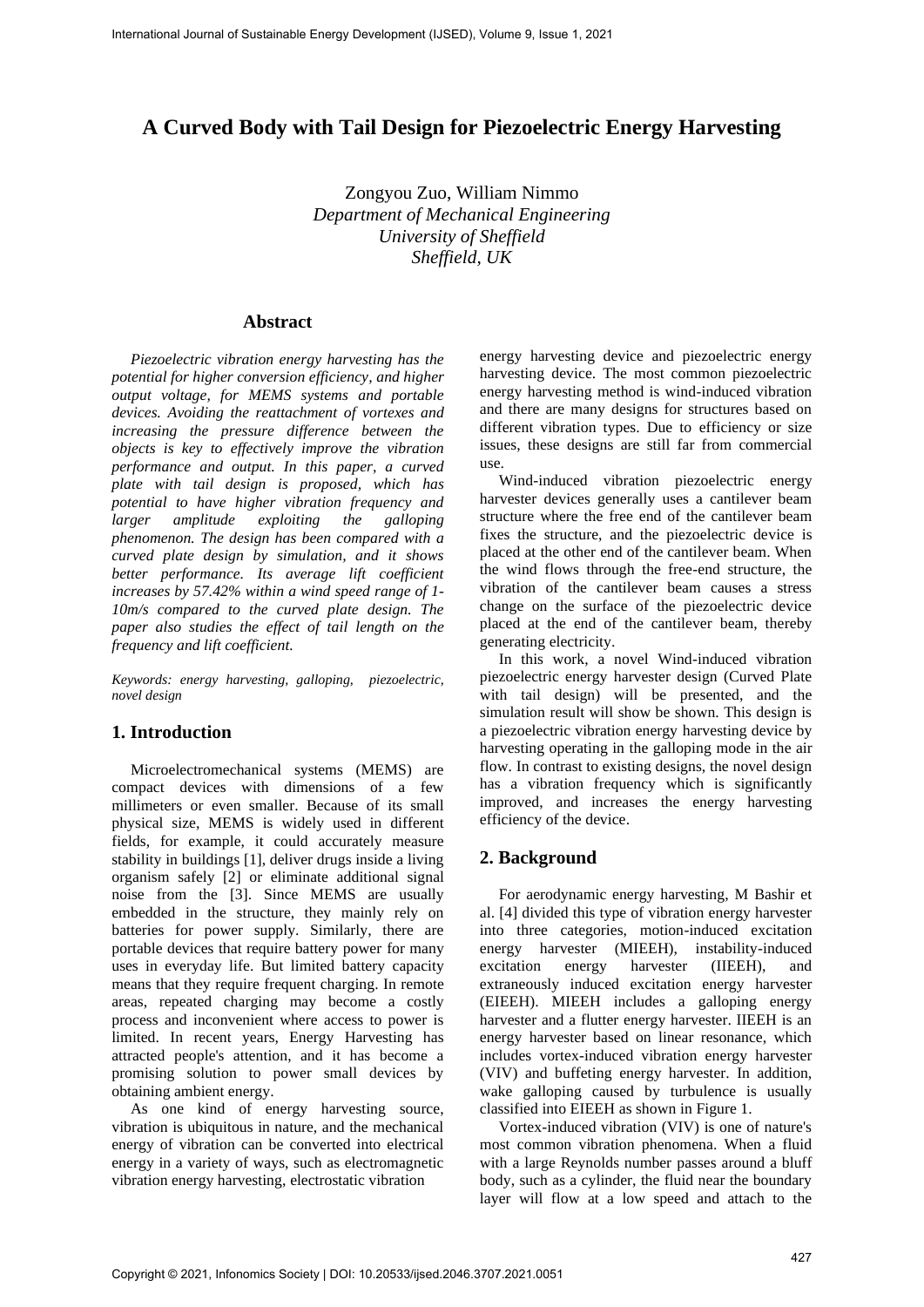# A Curved Body with Tail Design for Piezoelectric Energy Harvesting

Zongyou Zuo, William Nimmo
*Department of Mechanical Engineering*
*University of Sheffield*
*Sheffield, UK*

## Abstract

*Piezoelectric vibration energy harvesting has the potential for higher conversion efficiency, and higher output voltage, for MEMS systems and portable devices. Avoiding the reattachment of vortexes and increasing the pressure difference between the objects is key to effectively improve the vibration performance and output. In this paper, a curved plate with tail design is proposed, which has potential to have higher vibration frequency and larger amplitude exploiting the galloping phenomenon. The design has been compared with a curved plate design by simulation, and it shows better performance. Its average lift coefficient increases by 57.42% within a wind speed range of 1-10m/s compared to the curved plate design. The paper also studies the effect of tail length on the frequency and lift coefficient.*

*Keywords: energy harvesting, galloping, piezoelectric, novel design*

## 1. Introduction

Microelectromechanical systems (MEMS) are compact devices with dimensions of a few millimeters or even smaller. Because of its small physical size, MEMS is widely used in different fields, for example, it could accurately measure stability in buildings [1], deliver drugs inside a living organism safely [2] or eliminate additional signal noise from the [3]. Since MEMS are usually embedded in the structure, they mainly rely on batteries for power supply. Similarly, there are portable devices that require battery power for many uses in everyday life. But limited battery capacity means that they require frequent charging. In remote areas, repeated charging may become a costly process and inconvenient where access to power is limited. In recent years, Energy Harvesting has attracted people's attention, and it has become a promising solution to power small devices by obtaining ambient energy.

As one kind of energy harvesting source, vibration is ubiquitous in nature, and the mechanical energy of vibration can be converted into electrical energy in a variety of ways, such as electromagnetic vibration energy harvesting, electrostatic vibration energy harvesting device and piezoelectric energy harvesting device. The most common piezoelectric energy harvesting method is wind-induced vibration and there are many designs for structures based on different vibration types. Due to efficiency or size issues, these designs are still far from commercial use.

Wind-induced vibration piezoelectric energy harvester devices generally uses a cantilever beam structure where the free end of the cantilever beam fixes the structure, and the piezoelectric device is placed at the other end of the cantilever beam. When the wind flows through the free-end structure, the vibration of the cantilever beam causes a stress change on the surface of the piezoelectric device placed at the end of the cantilever beam, thereby generating electricity.

In this work, a novel Wind-induced vibration piezoelectric energy harvester design (Curved Plate with tail design) will be presented, and the simulation result will show be shown. This design is a piezoelectric vibration energy harvesting device by harvesting operating in the galloping mode in the air flow. In contrast to existing designs, the novel design has a vibration frequency which is significantly improved, and increases the energy harvesting efficiency of the device.

## 2. Background

For aerodynamic energy harvesting, M Bashir et al. [4] divided this type of vibration energy harvester into three categories, motion-induced excitation energy harvester (MIEEH), instability-induced excitation energy harvester (IIEEH), and extraneously induced excitation energy harvester (EIEEH). MIEEH includes a galloping energy harvester and a flutter energy harvester. IIEEH is an energy harvester based on linear resonance, which includes vortex-induced vibration energy harvester (VIV) and buffeting energy harvester. In addition, wake galloping caused by turbulence is usually classified into EIEEH as shown in Figure 1.

Vortex-induced vibration (VIV) is one of nature's most common vibration phenomena. When a fluid with a large Reynolds number passes around a bluff body, such as a cylinder, the fluid near the boundary layer will flow at a low speed and attach to the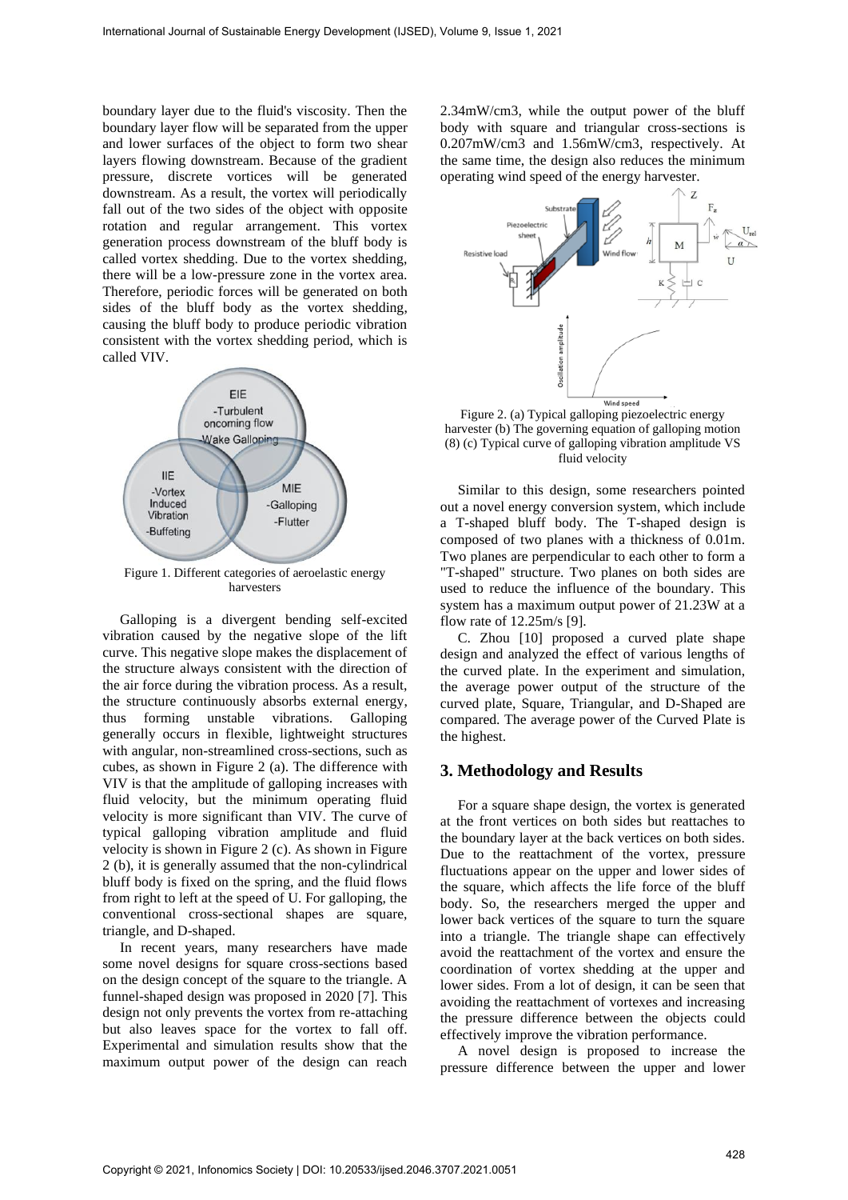boundary layer due to the fluid's viscosity. Then the boundary layer flow will be separated from the upper and lower surfaces of the object to form two shear layers flowing downstream. Because of the gradient pressure, discrete vortices will be generated downstream. As a result, the vortex will periodically fall out of the two sides of the object with opposite rotation and regular arrangement. This vortex generation process downstream of the bluff body is called vortex shedding. Due to the vortex shedding, there will be a low-pressure zone in the vortex area. Therefore, periodic forces will be generated on both sides of the bluff body as the vortex shedding, causing the bluff body to produce periodic vibration consistent with the vortex shedding period, which is called VIV.

Figure 1. Different categories of aeroelastic energy harvesters

Galloping is a divergent bending self-excited vibration caused by the negative slope of the lift curve. This negative slope makes the displacement of the structure always consistent with the direction of the air force during the vibration process. As a result, the structure continuously absorbs external energy, thus forming unstable vibrations. Galloping generally occurs in flexible, lightweight structures with angular, non-streamlined cross-sections, such as cubes, as shown in Figure 2 (a). The difference with VIV is that the amplitude of galloping increases with fluid velocity, but the minimum operating fluid velocity is more significant than VIV. The curve of typical galloping vibration amplitude and fluid velocity is shown in Figure 2 (c). As shown in Figure 2 (b), it is generally assumed that the non-cylindrical bluff body is fixed on the spring, and the fluid flows from right to left at the speed of U. For galloping, the conventional cross-sectional shapes are square, triangle, and D-shaped.

In recent years, many researchers have made some novel designs for square cross-sections based on the design concept of the square to the triangle. A funnel-shaped design was proposed in 2020 [7]. This design not only prevents the vortex from re-attaching but also leaves space for the vortex to fall off. Experimental and simulation results show that the maximum output power of the design can reach 2.34mW/cm3, while the output power of the bluff body with square and triangular cross-sections is 0.207mW/cm3 and 1.56mW/cm3, respectively. At the same time, the design also reduces the minimum operating wind speed of the energy harvester.

Figure 2. (a) Typical galloping piezoelectric energy harvester (b) The governing equation of galloping motion (8) (c) Typical curve of galloping vibration amplitude VS fluid velocity

Similar to this design, some researchers pointed out a novel energy conversion system, which include a T-shaped bluff body. The T-shaped design is composed of two planes with a thickness of 0.01m. Two planes are perpendicular to each other to form a "T-shaped" structure. Two planes on both sides are used to reduce the influence of the boundary. This system has a maximum output power of 21.23W at a flow rate of 12.25m/s [9].

C. Zhou [10] proposed a curved plate shape design and analyzed the effect of various lengths of the curved plate. In the experiment and simulation, the average power output of the structure of the curved plate, Square, Triangular, and D-Shaped are compared. The average power of the Curved Plate is the highest.

## 3. Methodology and Results

For a square shape design, the vortex is generated at the front vertices on both sides but reattaches to the boundary layer at the back vertices on both sides. Due to the reattachment of the vortex, pressure fluctuations appear on the upper and lower sides of the square, which affects the life force of the bluff body. So, the researchers merged the upper and lower back vertices of the square to turn the square into a triangle. The triangle shape can effectively avoid the reattachment of the vortex and ensure the coordination of vortex shedding at the upper and lower sides. From a lot of design, it can be seen that avoiding the reattachment of vortexes and increasing the pressure difference between the objects could effectively improve the vibration performance.

A novel design is proposed to increase the pressure difference between the upper and lower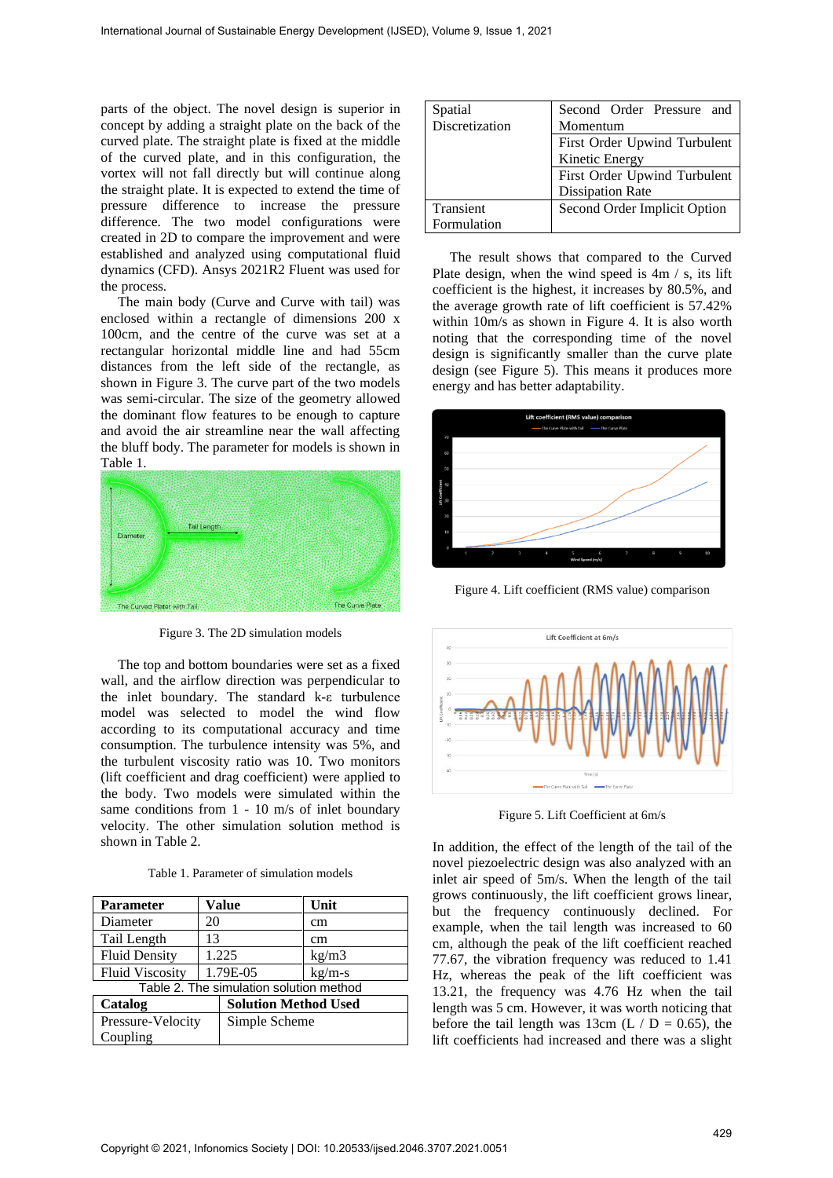parts of the object. The novel design is superior in concept by adding a straight plate on the back of the curved plate. The straight plate is fixed at the middle of the curved plate, and in this configuration, the vortex will not fall directly but will continue along the straight plate. It is expected to extend the time of pressure difference to increase the pressure difference. The two model configurations were created in 2D to compare the improvement and were established and analyzed using computational fluid dynamics (CFD). Ansys 2021R2 Fluent was used for the process.

The main body (Curve and Curve with tail) was enclosed within a rectangle of dimensions 200 x 100cm, and the centre of the curve was set at a rectangular horizontal middle line and had 55cm distances from the left side of the rectangle, as shown in Figure 3. The curve part of the two models was semi-circular. The size of the geometry allowed the dominant flow features to be enough to capture and avoid the air streamline near the wall affecting the bluff body. The parameter for models is shown in Table 1.

Figure 3. The 2D simulation models

The top and bottom boundaries were set as a fixed wall, and the airflow direction was perpendicular to the inlet boundary. The standard k-ε turbulence model was selected to model the wind flow according to its computational accuracy and time consumption. The turbulence intensity was 5%, and the turbulent viscosity ratio was 10. Two monitors (lift coefficient and drag coefficient) were applied to the body. Two models were simulated within the same conditions from 1 - 10 m/s of inlet boundary velocity. The other simulation solution method is shown in Table 2.

Table 1. Parameter of simulation models

| Parameter | Value | Unit |
|---|---|---|
| Diameter | 20 | cm |
| Tail Length | 13 | cm |
| Fluid Density | 1.225 | kg/m3 |
| Fluid Viscosity | 1.79E-05 | kg/m-s |

Table 2. The simulation solution method

| Catalog | Solution Method Used |
|---|---|
| Pressure-Velocity Coupling | Simple Scheme |
| Spatial Discretization | Second Order Pressure and Momentum |
| | First Order Upwind Turbulent Kinetic Energy |
| | First Order Upwind Turbulent Dissipation Rate |
| Transient Formulation | Second Order Implicit Option |

The result shows that compared to the Curved Plate design, when the wind speed is 4m / s, its lift coefficient is the highest, it increases by 80.5%, and the average growth rate of lift coefficient is 57.42% within 10m/s as shown in Figure 4. It is also worth noting that the corresponding time of the novel design is significantly smaller than the curve plate design (see Figure 5). This means it produces more energy and has better adaptability.

Figure 4. Lift coefficient (RMS value) comparison

Figure 5. Lift Coefficient at 6m/s

In addition, the effect of the length of the tail of the novel piezoelectric design was also analyzed with an inlet air speed of 5m/s. When the length of the tail grows continuously, the lift coefficient grows linear, but the frequency continuously declined. For example, when the tail length was increased to 60 cm, although the peak of the lift coefficient reached 77.67, the vibration frequency was reduced to 1.41 Hz, whereas the peak of the lift coefficient was 13.21, the frequency was 4.76 Hz when the tail length was 5 cm. However, it was worth noticing that before the tail length was 13cm (L / D = 0.65), the lift coefficients had increased and there was a slight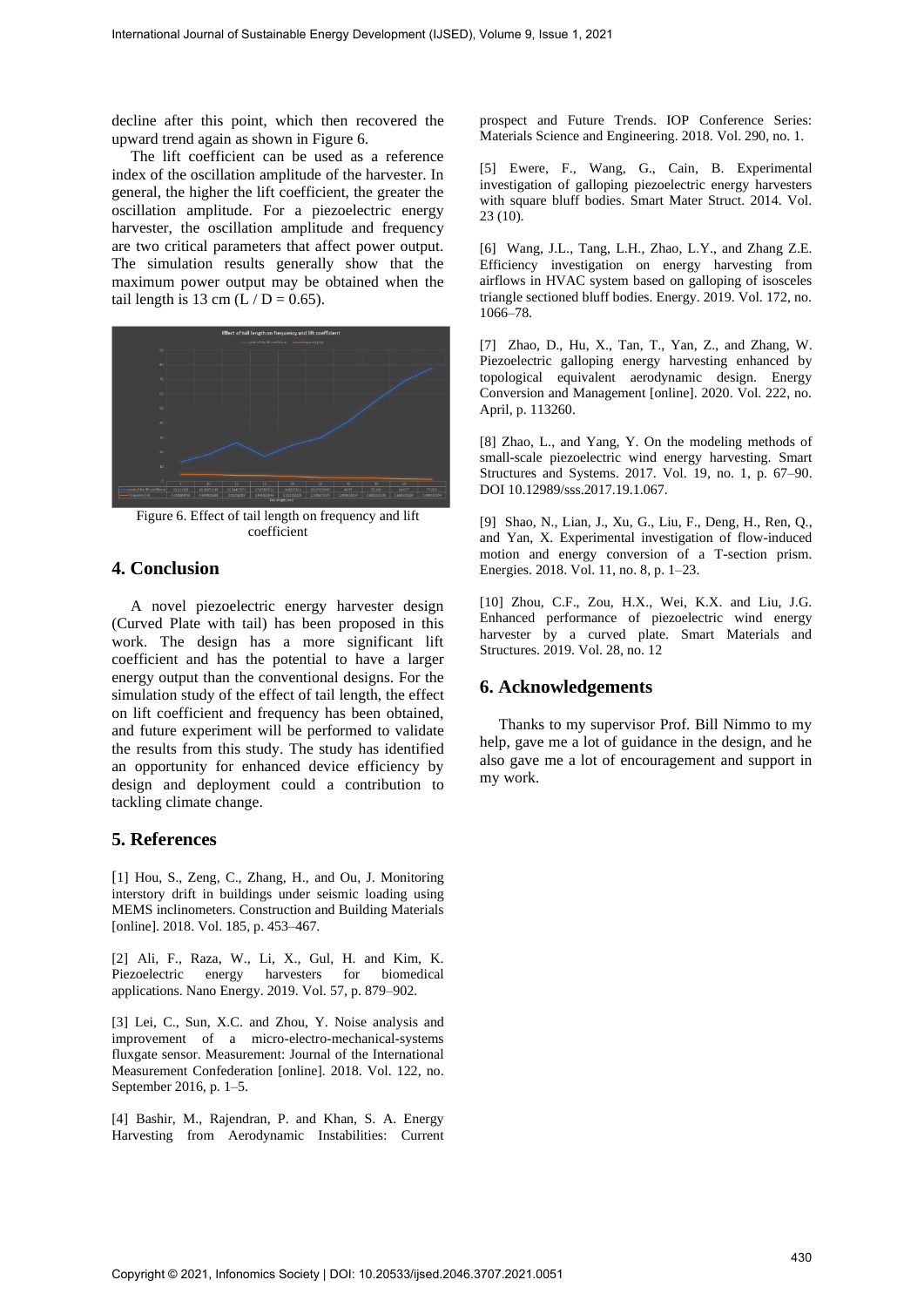decline after this point, which then recovered the upward trend again as shown in Figure 6.

The lift coefficient can be used as a reference index of the oscillation amplitude of the harvester. In general, the higher the lift coefficient, the greater the oscillation amplitude. For a piezoelectric energy harvester, the oscillation amplitude and frequency are two critical parameters that affect power output. The simulation results generally show that the maximum power output may be obtained when the tail length is 13 cm (L / D = 0.65).

Figure 6. Effect of tail length on frequency and lift coefficient

## 4. Conclusion

A novel piezoelectric energy harvester design (Curved Plate with tail) has been proposed in this work. The design has a more significant lift coefficient and has the potential to have a larger energy output than the conventional designs. For the simulation study of the effect of tail length, the effect on lift coefficient and frequency has been obtained, and future experiment will be performed to validate the results from this study. The study has identified an opportunity for enhanced device efficiency by design and deployment could a contribution to tackling climate change.

## 5. References

[1] Hou, S., Zeng, C., Zhang, H., and Ou, J. Monitoring interstory drift in buildings under seismic loading using MEMS inclinometers. Construction and Building Materials [online]. 2018. Vol. 185, p. 453–467.

[2] Ali, F., Raza, W., Li, X., Gul, H. and Kim, K. Piezoelectric energy harvesters for biomedical applications. Nano Energy. 2019. Vol. 57, p. 879–902.

[3] Lei, C., Sun, X.C. and Zhou, Y. Noise analysis and improvement of a micro-electro-mechanical-systems fluxgate sensor. Measurement: Journal of the International Measurement Confederation [online]. 2018. Vol. 122, no. September 2016, p. 1–5.

[4] Bashir, M., Rajendran, P. and Khan, S. A. Energy Harvesting from Aerodynamic Instabilities: Current prospect and Future Trends. IOP Conference Series: Materials Science and Engineering. 2018. Vol. 290, no. 1.

[5] Ewere, F., Wang, G., Cain, B. Experimental investigation of galloping piezoelectric energy harvesters with square bluff bodies. Smart Mater Struct. 2014. Vol. 23 (10).

[6] Wang, J.L., Tang, L.H., Zhao, L.Y., and Zhang Z.E. Efficiency investigation on energy harvesting from airflows in HVAC system based on galloping of isosceles triangle sectioned bluff bodies. Energy. 2019. Vol. 172, no. 1066–78.

[7] Zhao, D., Hu, X., Tan, T., Yan, Z., and Zhang, W. Piezoelectric galloping energy harvesting enhanced by topological equivalent aerodynamic design. Energy Conversion and Management [online]. 2020. Vol. 222, no. April, p. 113260.

[8] Zhao, L., and Yang, Y. On the modeling methods of small-scale piezoelectric wind energy harvesting. Smart Structures and Systems. 2017. Vol. 19, no. 1, p. 67–90. DOI 10.12989/sss.2017.19.1.067.

[9] Shao, N., Lian, J., Xu, G., Liu, F., Deng, H., Ren, Q., and Yan, X. Experimental investigation of flow-induced motion and energy conversion of a T-section prism. Energies. 2018. Vol. 11, no. 8, p. 1–23.

[10] Zhou, C.F., Zou, H.X., Wei, K.X. and Liu, J.G. Enhanced performance of piezoelectric wind energy harvester by a curved plate. Smart Materials and Structures. 2019. Vol. 28, no. 12

## 6. Acknowledgements

Thanks to my supervisor Prof. Bill Nimmo to my help, gave me a lot of guidance in the design, and he also gave me a lot of encouragement and support in my work.